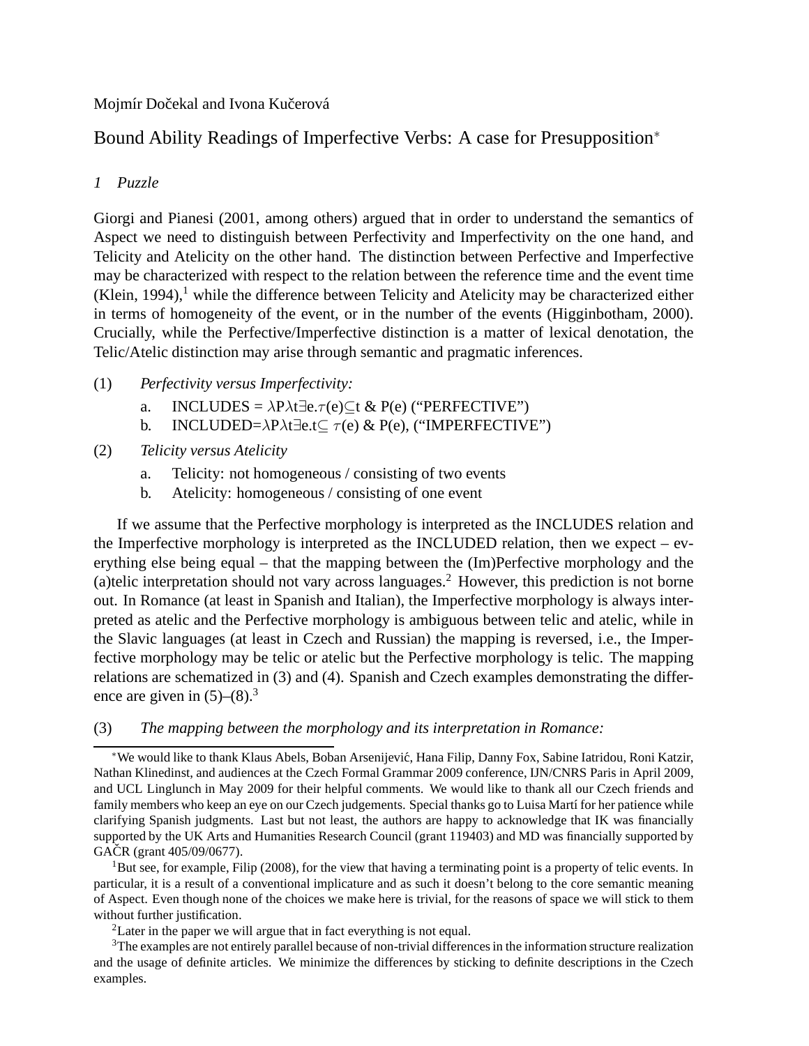Mojmír Dočekal and Ivona Kučerová

# Bound Ability Readings of Imperfective Verbs: A case for Presupposition[*]

## 1 Puzzle

Giorgi and Pianesi (2001, among others) argued that in order to understand the semantics of Aspect we need to distinguish between Perfectivity and Imperfectivity on the one hand, and Telicity and Atelicity on the other hand. The distinction between Perfective and Imperfective may be characterized with respect to the relation between the reference time and the event time (Klein, 1994),[1] while the difference between Telicity and Atelicity may be characterized either in terms of homogeneity of the event, or in the number of the events (Higginbotham, 2000). Crucially, while the Perfective/Imperfective distinction is a matter of lexical denotation, the Telic/Atelic distinction may arise through semantic and pragmatic inferences.

(1) *Perfectivity versus Imperfectivity:*

a. INCLUDES = $\lambda P \lambda t \exists e.\tau(e) \subseteq t$ & P(e) ("PERFECTIVE")

b. INCLUDED=$\lambda P \lambda t \exists e.t \subseteq \tau(e)$ & P(e), ("IMPERFECTIVE")

(2) *Telicity versus Atelicity*

a. Telicity: not homogeneous / consisting of two events

b. Atelicity: homogeneous / consisting of one event

If we assume that the Perfective morphology is interpreted as the INCLUDES relation and the Imperfective morphology is interpreted as the INCLUDED relation, then we expect – everything else being equal – that the mapping between the (Im)Perfective morphology and the (a)telic interpretation should not vary across languages.[2] However, this prediction is not borne out. In Romance (at least in Spanish and Italian), the Imperfective morphology is always interpreted as atelic and the Perfective morphology is ambiguous between telic and atelic, while in the Slavic languages (at least in Czech and Russian) the mapping is reversed, i.e., the Imperfective morphology may be telic or atelic but the Perfective morphology is telic. The mapping relations are schematized in (3) and (4). Spanish and Czech examples demonstrating the difference are given in (5)–(8).[3]

(3) *The mapping between the morphology and its interpretation in Romance:*

---

[*]We would like to thank Klaus Abels, Boban Arsenijević, Hana Filip, Danny Fox, Sabine Iatridou, Roni Katzir, Nathan Klinedinst, and audiences at the Czech Formal Grammar 2009 conference, IJN/CNRS Paris in April 2009, and UCL Linglunch in May 2009 for their helpful comments. We would like to thank all our Czech friends and family members who keep an eye on our Czech judgements. Special thanks go to Luisa Martí for her patience while clarifying Spanish judgments. Last but not least, the authors are happy to acknowledge that IK was financially supported by the UK Arts and Humanities Research Council (grant 119403) and MD was financially supported by GAČR (grant 405/09/0677).

[1]But see, for example, Filip (2008), for the view that having a terminating point is a property of telic events. In particular, it is a result of a conventional implicature and as such it doesn't belong to the core semantic meaning of Aspect. Even though none of the choices we make here is trivial, for the reasons of space we will stick to them without further justification.

[2]Later in the paper we will argue that in fact everything is not equal.

[3]The examples are not entirely parallel because of non-trivial differences in the information structure realization and the usage of definite articles. We minimize the differences by sticking to definite descriptions in the Czech examples.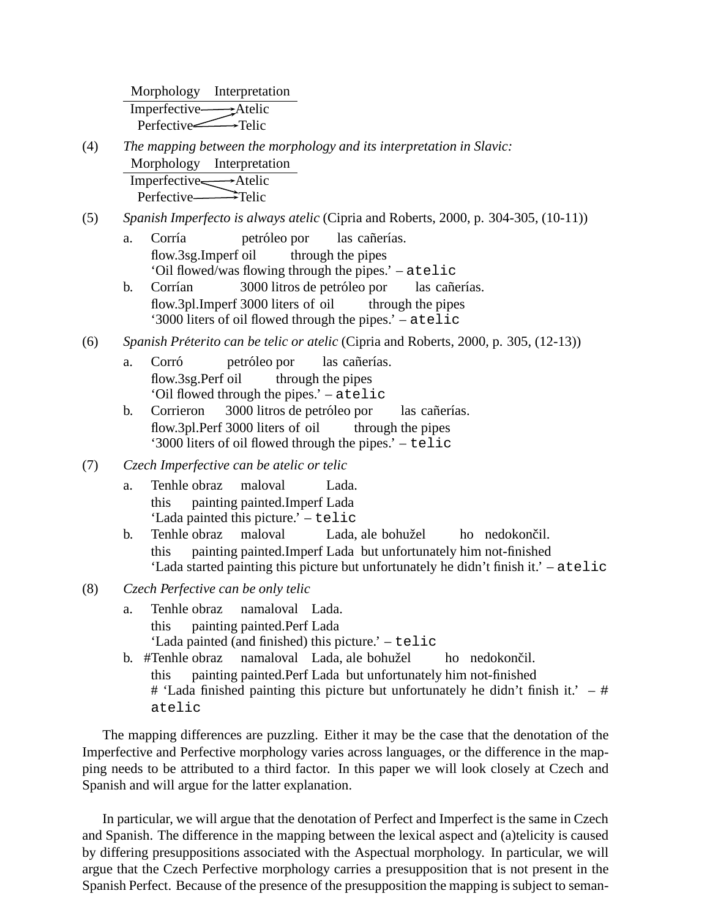| Morphology | Interpretation |
|---|---|
| Imperfective | → Atelic |
| Perfective | → Atelic, → Telic |

(4) *The mapping between the morphology and its interpretation in Slavic:*

| Morphology | Interpretation |
|---|---|
| Imperfective | → Atelic, → Telic |
| Perfective | → Telic |

(5) *Spanish Imperfecto is always atelic* (Cipria and Roberts, 2000, p. 304-305, (10-11))

a. Corría petróleo por las cañerías.
   flow.3sg.Imperf oil through the pipes
   'Oil flowed/was flowing through the pipes.' – `atelic`

b. Corrían 3000 litros de petróleo por las cañerías.
   flow.3pl.Imperf 3000 liters of oil through the pipes
   '3000 liters of oil flowed through the pipes.' – `atelic`

(6) *Spanish Préterito can be telic or atelic* (Cipria and Roberts, 2000, p. 305, (12-13))

a. Corró petróleo por las cañerías.
   flow.3sg.Perf oil through the pipes
   'Oil flowed through the pipes.' – `atelic`

b. Corrieron 3000 litros de petróleo por las cañerías.
   flow.3pl.Perf 3000 liters of oil through the pipes
   '3000 liters of oil flowed through the pipes.' – `telic`

(7) *Czech Imperfective can be atelic or telic*

a. Tenhle obraz maloval Lada.
   this painting painted.Imperf Lada
   'Lada painted this picture.' – `telic`

b. Tenhle obraz maloval Lada, ale bohužel ho nedokončil.
   this painting painted.Imperf Lada but unfortunately him not-finished
   'Lada started painting this picture but unfortunately he didn't finish it.' – `atelic`

(8) *Czech Perfective can be only telic*

a. Tenhle obraz namaloval Lada.
   this painting painted.Perf Lada
   'Lada painted (and finished) this picture.' – `telic`

b. #Tenhle obraz namaloval Lada, ale bohužel ho nedokončil.
   this painting painted.Perf Lada but unfortunately him not-finished
   # 'Lada finished painting this picture but unfortunately he didn't finish it.' – # `atelic`

The mapping differences are puzzling. Either it may be the case that the denotation of the Imperfective and Perfective morphology varies across languages, or the difference in the mapping needs to be attributed to a third factor. In this paper we will look closely at Czech and Spanish and will argue for the latter explanation.

In particular, we will argue that the denotation of Perfect and Imperfect is the same in Czech and Spanish. The difference in the mapping between the lexical aspect and (a)telicity is caused by differing presuppositions associated with the Aspectual morphology. In particular, we will argue that the Czech Perfective morphology carries a presupposition that is not present in the Spanish Perfect. Because of the presence of the presupposition the mapping is subject to seman-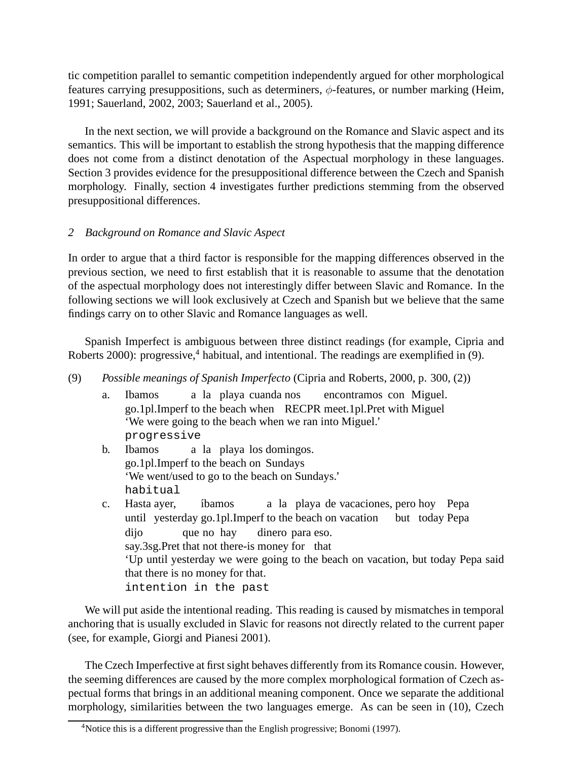tic competition parallel to semantic competition independently argued for other morphological features carrying presuppositions, such as determiners, $\phi$-features, or number marking (Heim, 1991; Sauerland, 2002, 2003; Sauerland et al., 2005).

In the next section, we will provide a background on the Romance and Slavic aspect and its semantics. This will be important to establish the strong hypothesis that the mapping difference does not come from a distinct denotation of the Aspectual morphology in these languages. Section 3 provides evidence for the presuppositional difference between the Czech and Spanish morphology. Finally, section 4 investigates further predictions stemming from the observed presuppositional differences.

## 2 Background on Romance and Slavic Aspect

In order to argue that a third factor is responsible for the mapping differences observed in the previous section, we need to first establish that it is reasonable to assume that the denotation of the aspectual morphology does not interestingly differ between Slavic and Romance. In the following sections we will look exclusively at Czech and Spanish but we believe that the same findings carry on to other Slavic and Romance languages as well.

Spanish Imperfect is ambiguous between three distinct readings (for example, Cipria and Roberts 2000): progressive,[4] habitual, and intentional. The readings are exemplified in (9).

(9) *Possible meanings of Spanish Imperfecto* (Cipria and Roberts, 2000, p. 300, (2))

a. Ibamos a la playa cuanda nos encontramos con Miguel.
   go.1pl.Imperf to the beach when RECPR meet.1pl.Pret with Miguel
   'We were going to the beach when we ran into Miguel.'
   `progressive`

b. Ibamos a la playa los domingos.
   go.1pl.Imperf to the beach on Sundays
   'We went/used to go to the beach on Sundays.'
   `habitual`

c. Hasta ayer, íbamos a la playa de vacaciones, pero hoy Pepa
   until yesterday go.1pl.Imperf to the beach on vacation but today Pepa
   dijo que no hay dinero para eso.
   say.3sg.Pret that not there-is money for that
   'Up until yesterday we were going to the beach on vacation, but today Pepa said that there is no money for that.
   `intention in the past`

We will put aside the intentional reading. This reading is caused by mismatches in temporal anchoring that is usually excluded in Slavic for reasons not directly related to the current paper (see, for example, Giorgi and Pianesi 2001).

The Czech Imperfective at first sight behaves differently from its Romance cousin. However, the seeming differences are caused by the more complex morphological formation of Czech aspectual forms that brings in an additional meaning component. Once we separate the additional morphology, similarities between the two languages emerge. As can be seen in (10), Czech

[4] Notice this is a different progressive than the English progressive; Bonomi (1997).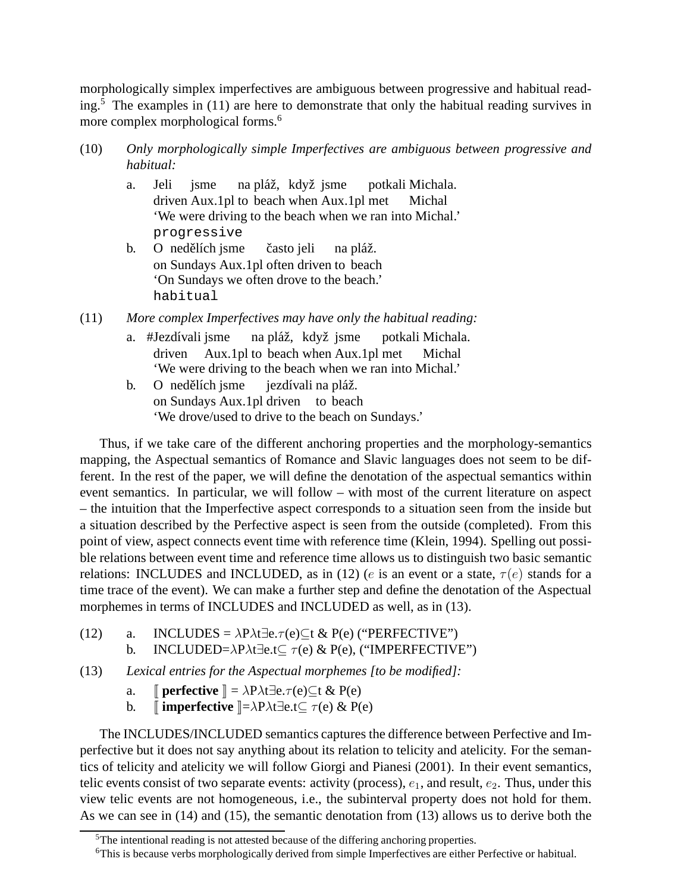morphologically simplex imperfectives are ambiguous between progressive and habitual reading.[5] The examples in (11) are here to demonstrate that only the habitual reading survives in more complex morphological forms.[6]

(10) *Only morphologically simple Imperfectives are ambiguous between progressive and habitual:*

a. Jeli jsme na pláž, když jsme potkali Michala.
driven Aux.1pl to beach when Aux.1pl met Michal
'We were driving to the beach when we ran into Michal.'
`progressive`

b. O nedělích jsme často jeli na pláž.
on Sundays Aux.1pl often driven to beach
'On Sundays we often drove to the beach.'
`habitual`

(11) *More complex Imperfectives may have only the habitual reading:*

a. #Jezdívali jsme na pláž, když jsme potkali Michala.
driven Aux.1pl to beach when Aux.1pl met Michal
'We were driving to the beach when we ran into Michal.'

b. O nedělích jsme jezdívali na pláž.
on Sundays Aux.1pl driven to beach
'We drove/used to drive to the beach on Sundays.'

Thus, if we take care of the different anchoring properties and the morphology-semantics mapping, the Aspectual semantics of Romance and Slavic languages does not seem to be different. In the rest of the paper, we will define the denotation of the aspectual semantics within event semantics. In particular, we will follow – with most of the current literature on aspect – the intuition that the Imperfective aspect corresponds to a situation seen from the inside but a situation described by the Perfective aspect is seen from the outside (completed). From this point of view, aspect connects event time with reference time (Klein, 1994). Spelling out possible relations between event time and reference time allows us to distinguish two basic semantic relations: INCLUDES and INCLUDED, as in (12) ($e$ is an event or a state, $\tau(e)$ stands for a time trace of the event). We can make a further step and define the denotation of the Aspectual morphemes in terms of INCLUDES and INCLUDED as well, as in (13).

(12)
a. INCLUDES = $\lambda P \lambda t \exists e.\tau(e) \subseteq t$ & $P(e)$ ("PERFECTIVE")
b. INCLUDED=$\lambda P \lambda t \exists e.t \subseteq \tau(e)$ & $P(e)$, ("IMPERFECTIVE")

(13) *Lexical entries for the Aspectual morphemes [to be modified]:*

a. ⟦ **perfective** ⟧ = $\lambda P \lambda t \exists e.\tau(e) \subseteq t$ & $P(e)$
b. ⟦ **imperfective** ⟧=$\lambda P \lambda t \exists e.t \subseteq \tau(e)$ & $P(e)$

The INCLUDES/INCLUDED semantics captures the difference between Perfective and Imperfective but it does not say anything about its relation to telicity and atelicity. For the semantics of telicity and atelicity we will follow Giorgi and Pianesi (2001). In their event semantics, telic events consist of two separate events: activity (process), $e_1$, and result, $e_2$. Thus, under this view telic events are not homogeneous, i.e., the subinterval property does not hold for them. As we can see in (14) and (15), the semantic denotation from (13) allows us to derive both the

[5] The intentional reading is not attested because of the differing anchoring properties.

[6] This is because verbs morphologically derived from simple Imperfectives are either Perfective or habitual.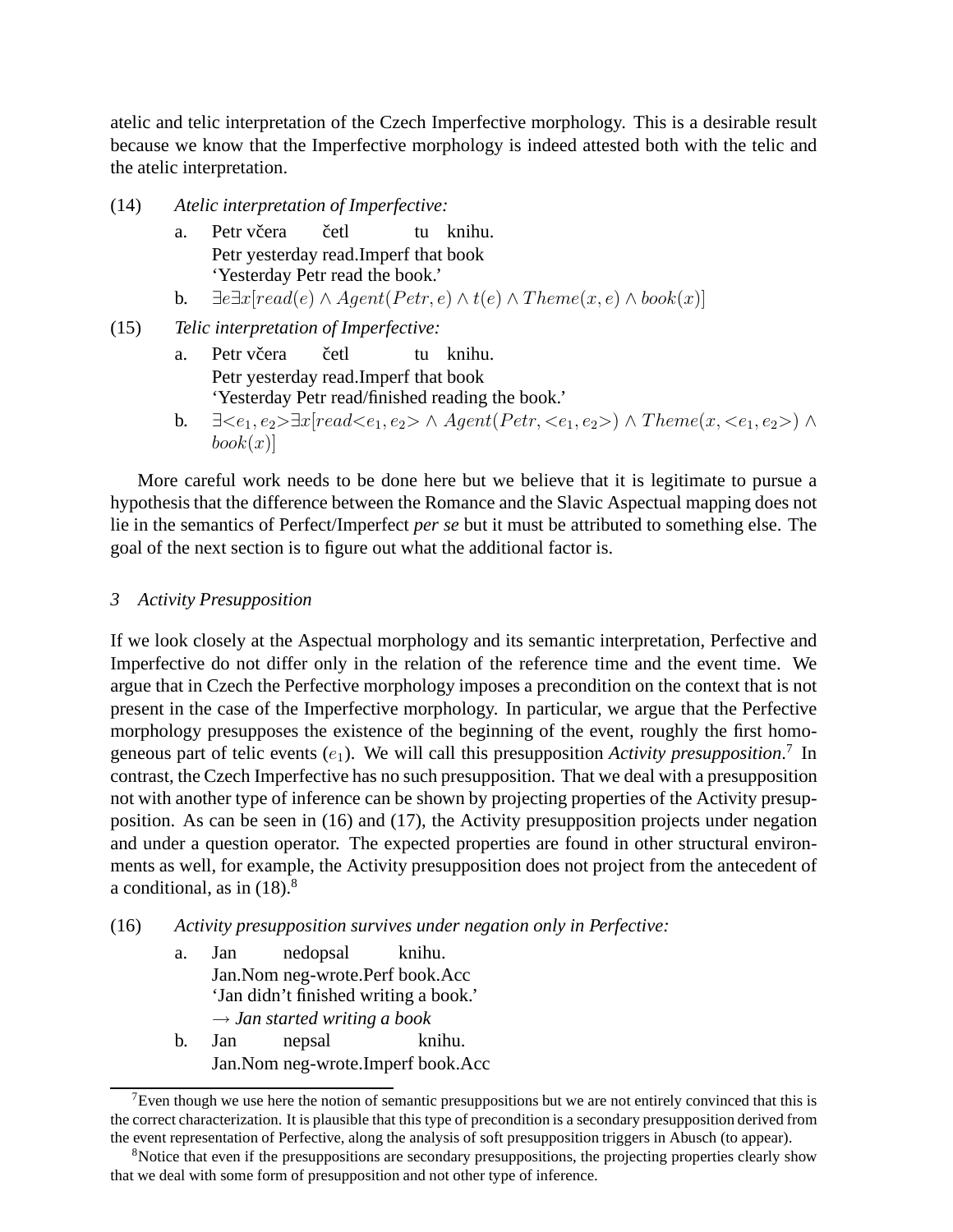atelic and telic interpretation of the Czech Imperfective morphology. This is a desirable result because we know that the Imperfective morphology is indeed attested both with the telic and the atelic interpretation.

(14) *Atelic interpretation of Imperfective:*

a. Petr včera četl tu knihu.
Petr yesterday read.Imperf that book
'Yesterday Petr read the book.'

b. $\exists e \exists x[read(e) \wedge Agent(Petr, e) \wedge t(e) \wedge Theme(x, e) \wedge book(x)]$

(15) *Telic interpretation of Imperfective:*

a. Petr včera četl tu knihu.
Petr yesterday read.Imperf that book
'Yesterday Petr read/finished reading the book.'

b. $\exists {<}e_1, e_2{>} \exists x[read{<}e_1, e_2{>} \wedge Agent(Petr, {<}e_1, e_2{>}) \wedge Theme(x, {<}e_1, e_2{>}) \wedge book(x)]$

More careful work needs to be done here but we believe that it is legitimate to pursue a hypothesis that the difference between the Romance and the Slavic Aspectual mapping does not lie in the semantics of Perfect/Imperfect *per se* but it must be attributed to something else. The goal of the next section is to figure out what the additional factor is.

## 3 Activity Presupposition

If we look closely at the Aspectual morphology and its semantic interpretation, Perfective and Imperfective do not differ only in the relation of the reference time and the event time. We argue that in Czech the Perfective morphology imposes a precondition on the context that is not present in the case of the Imperfective morphology. In particular, we argue that the Perfective morphology presupposes the existence of the beginning of the event, roughly the first homogeneous part of telic events ($e_1$). We will call this presupposition *Activity presupposition*.[7] In contrast, the Czech Imperfective has no such presupposition. That we deal with a presupposition not with another type of inference can be shown by projecting properties of the Activity presupposition. As can be seen in (16) and (17), the Activity presupposition projects under negation and under a question operator. The expected properties are found in other structural environments as well, for example, the Activity presupposition does not project from the antecedent of a conditional, as in (18).[8]

(16) *Activity presupposition survives under negation only in Perfective:*

a. Jan nedopsal knihu.
Jan.Nom neg-wrote.Perf book.Acc
'Jan didn't finished writing a book.'
$\rightarrow$ *Jan started writing a book*

b. Jan nepsal knihu.
Jan.Nom neg-wrote.Imperf book.Acc

[7] Even though we use here the notion of semantic presuppositions but we are not entirely convinced that this is the correct characterization. It is plausible that this type of precondition is a secondary presupposition derived from the event representation of Perfective, along the analysis of soft presupposition triggers in Abusch (to appear).

[8] Notice that even if the presuppositions are secondary presuppositions, the projecting properties clearly show that we deal with some form of presupposition and not other type of inference.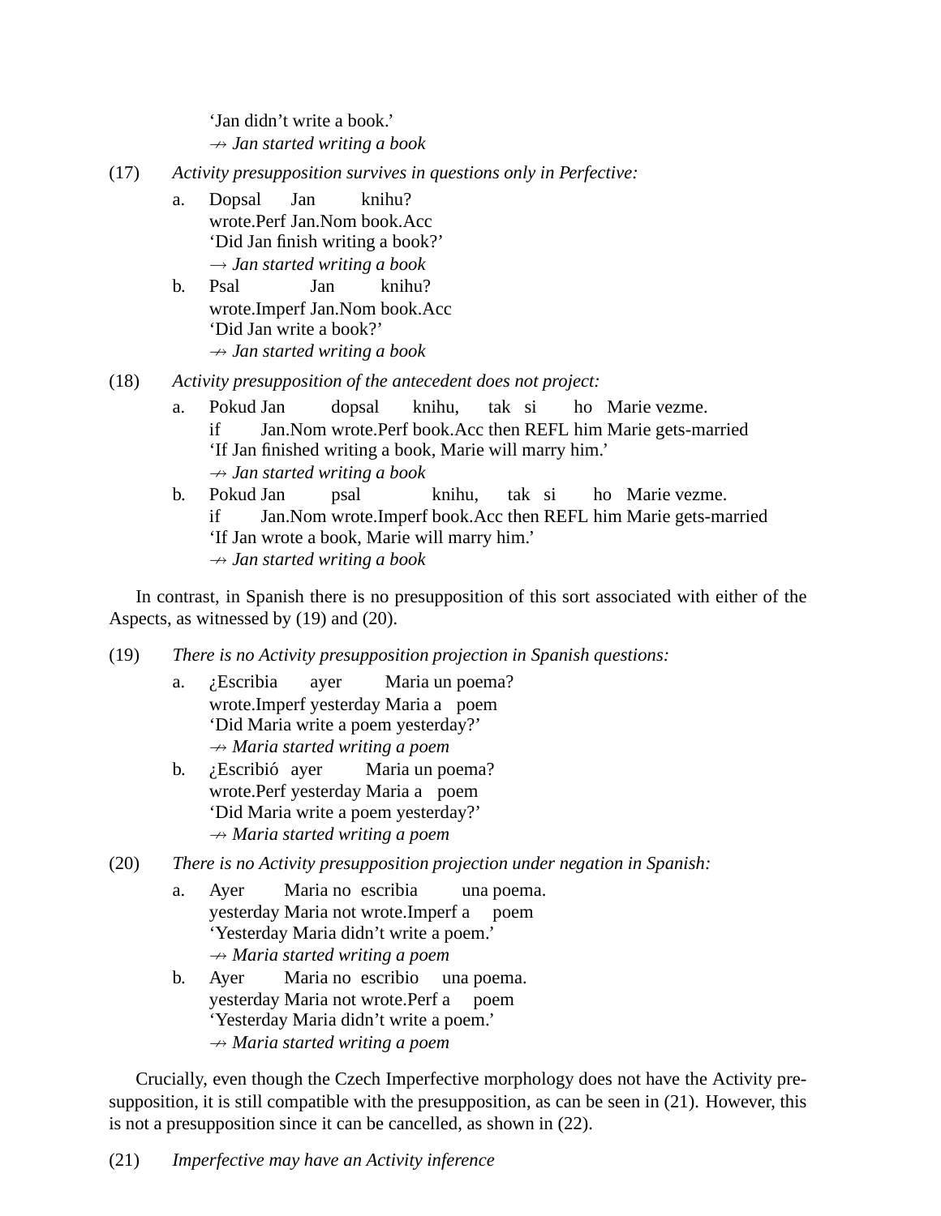'Jan didn't write a book.'
↛ *Jan started writing a book*

(17) *Activity presupposition survives in questions only in Perfective:*

a. Dopsal Jan knihu?
   wrote.Perf Jan.Nom book.Acc
   'Did Jan finish writing a book?'
   → *Jan started writing a book*

b. Psal Jan knihu?
   wrote.Imperf Jan.Nom book.Acc
   'Did Jan write a book?'
   ↛ *Jan started writing a book*

(18) *Activity presupposition of the antecedent does not project:*

a. Pokud Jan dopsal knihu, tak si ho Marie vezme.
   if Jan.Nom wrote.Perf book.Acc then REFL him Marie gets-married
   'If Jan finished writing a book, Marie will marry him.'
   ↛ *Jan started writing a book*

b. Pokud Jan psal knihu, tak si ho Marie vezme.
   if Jan.Nom wrote.Imperf book.Acc then REFL him Marie gets-married
   'If Jan wrote a book, Marie will marry him.'
   ↛ *Jan started writing a book*

In contrast, in Spanish there is no presupposition of this sort associated with either of the Aspects, as witnessed by (19) and (20).

(19) *There is no Activity presupposition projection in Spanish questions:*

a. ¿Escribia ayer Maria un poema?
   wrote.Imperf yesterday Maria a poem
   'Did Maria write a poem yesterday?'
   ↛ *Maria started writing a poem*

b. ¿Escribió ayer Maria un poema?
   wrote.Perf yesterday Maria a poem
   'Did Maria write a poem yesterday?'
   ↛ *Maria started writing a poem*

(20) *There is no Activity presupposition projection under negation in Spanish:*

a. Ayer Maria no escribia una poema.
   yesterday Maria not wrote.Imperf a poem
   'Yesterday Maria didn't write a poem.'
   ↛ *Maria started writing a poem*

b. Ayer Maria no escribio una poema.
   yesterday Maria not wrote.Perf a poem
   'Yesterday Maria didn't write a poem.'
   ↛ *Maria started writing a poem*

Crucially, even though the Czech Imperfective morphology does not have the Activity presupposition, it is still compatible with the presupposition, as can be seen in (21). However, this is not a presupposition since it can be cancelled, as shown in (22).

(21) *Imperfective may have an Activity inference*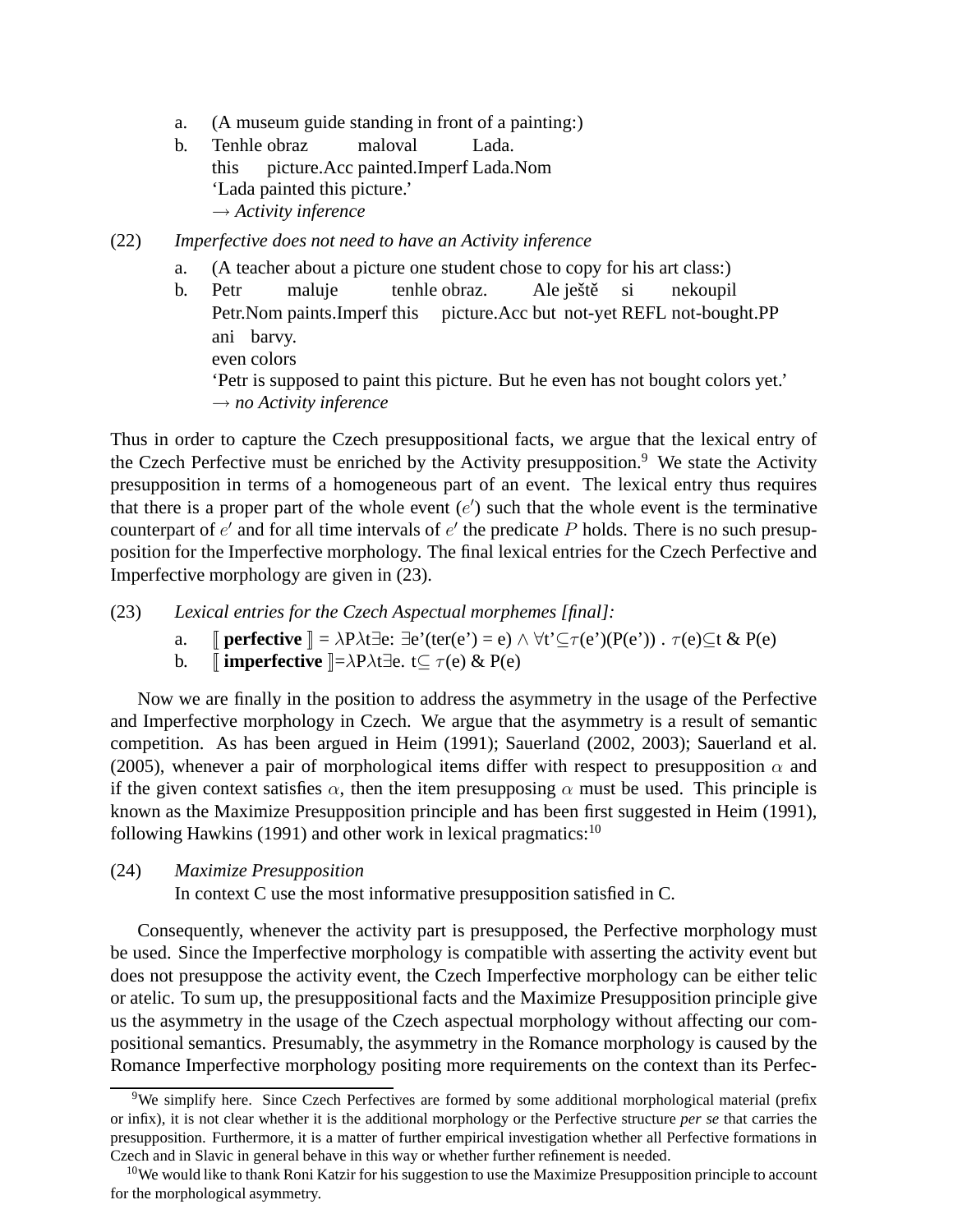a. (A museum guide standing in front of a painting:)

b. Tenhle obraz maloval Lada.
 this picture.Acc painted.Imperf Lada.Nom
 'Lada painted this picture.'
 → *Activity inference*

(22) *Imperfective does not need to have an Activity inference*

a. (A teacher about a picture one student chose to copy for his art class:)

b. Petr maluje tenhle obraz. Ale ještě si nekoupil
 Petr.Nom paints.Imperf this picture.Acc but not-yet REFL not-bought.PP
 ani barvy.
 even colors
 'Petr is supposed to paint this picture. But he even has not bought colors yet.'
 → *no Activity inference*

Thus in order to capture the Czech presuppositional facts, we argue that the lexical entry of the Czech Perfective must be enriched by the Activity presupposition.[9] We state the Activity presupposition in terms of a homogeneous part of an event. The lexical entry thus requires that there is a proper part of the whole event ($e'$) such that the whole event is the terminative counterpart of $e'$ and for all time intervals of $e'$ the predicate $P$ holds. There is no such presupposition for the Imperfective morphology. The final lexical entries for the Czech Perfective and Imperfective morphology are given in (23).

(23) *Lexical entries for the Czech Aspectual morphemes [final]:*

a. $[\![$ **perfective** $]\!] = \lambda P \lambda t \exists e$: $\exists e'(\text{ter}(e') = e) \wedge \forall t' \subseteq \tau(e')(P(e'))$ . $\tau(e) \subseteq t$ & $P(e)$

b. $[\![$ **imperfective** $]\!] = \lambda P \lambda t \exists e$. $t \subseteq \tau(e)$ & $P(e)$

Now we are finally in the position to address the asymmetry in the usage of the Perfective and Imperfective morphology in Czech. We argue that the asymmetry is a result of semantic competition. As has been argued in Heim (1991); Sauerland (2002, 2003); Sauerland et al. (2005), whenever a pair of morphological items differ with respect to presupposition $\alpha$ and if the given context satisfies $\alpha$, then the item presupposing $\alpha$ must be used. This principle is known as the Maximize Presupposition principle and has been first suggested in Heim (1991), following Hawkins (1991) and other work in lexical pragmatics:[10]

(24) *Maximize Presupposition*
 In context C use the most informative presupposition satisfied in C.

Consequently, whenever the activity part is presupposed, the Perfective morphology must be used. Since the Imperfective morphology is compatible with asserting the activity event but does not presuppose the activity event, the Czech Imperfective morphology can be either telic or atelic. To sum up, the presuppositional facts and the Maximize Presupposition principle give us the asymmetry in the usage of the Czech aspectual morphology without affecting our compositional semantics. Presumably, the asymmetry in the Romance morphology is caused by the Romance Imperfective morphology positing more requirements on the context than its Perfec-

---

[9] We simplify here. Since Czech Perfectives are formed by some additional morphological material (prefix or infix), it is not clear whether it is the additional morphology or the Perfective structure *per se* that carries the presupposition. Furthermore, it is a matter of further empirical investigation whether all Perfective formations in Czech and in Slavic in general behave in this way or whether further refinement is needed.

[10] We would like to thank Roni Katzir for his suggestion to use the Maximize Presupposition principle to account for the morphological asymmetry.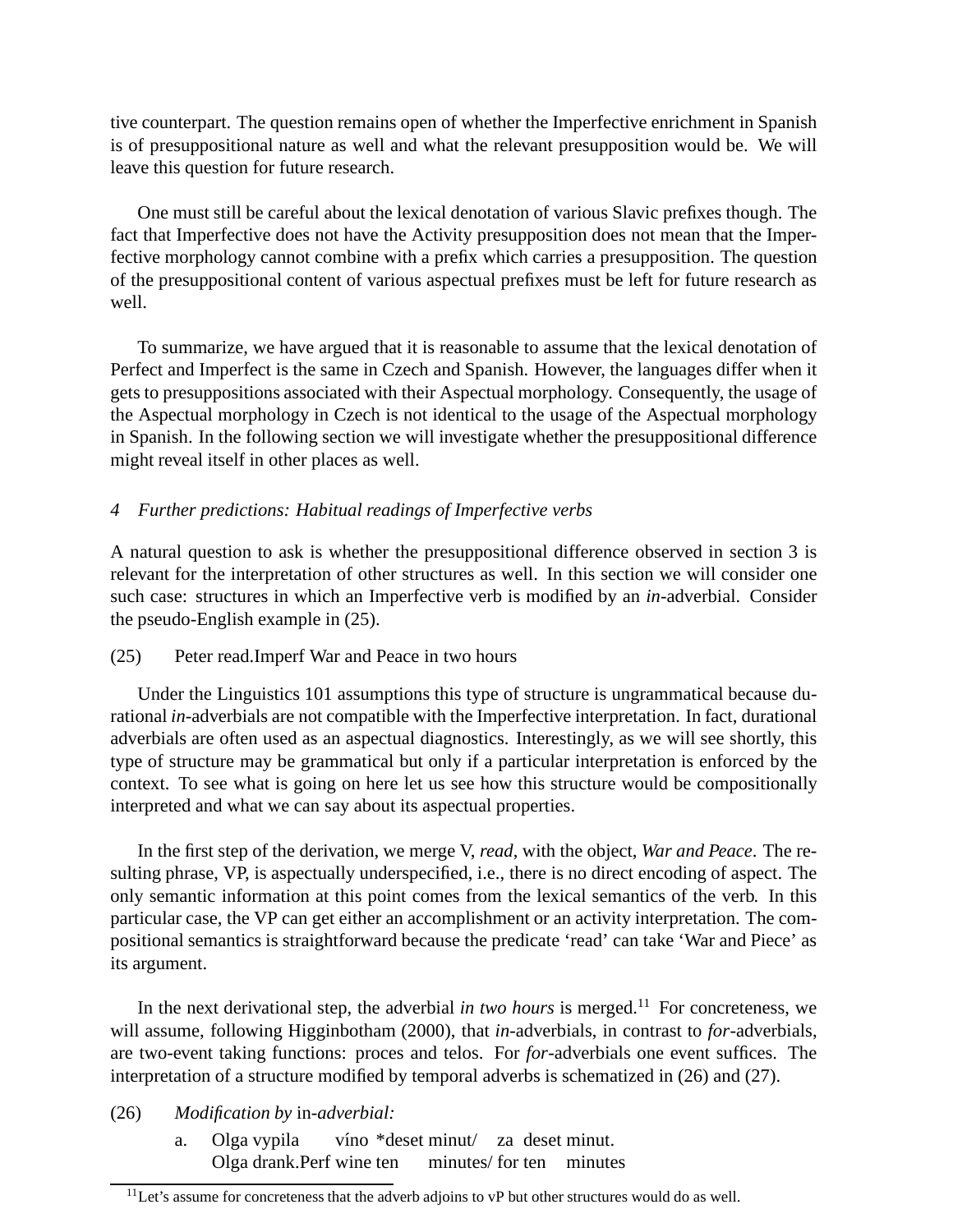tive counterpart. The question remains open of whether the Imperfective enrichment in Spanish is of presuppositional nature as well and what the relevant presupposition would be. We will leave this question for future research.

One must still be careful about the lexical denotation of various Slavic prefixes though. The fact that Imperfective does not have the Activity presupposition does not mean that the Imperfective morphology cannot combine with a prefix which carries a presupposition. The question of the presuppositional content of various aspectual prefixes must be left for future research as well.

To summarize, we have argued that it is reasonable to assume that the lexical denotation of Perfect and Imperfect is the same in Czech and Spanish. However, the languages differ when it gets to presuppositions associated with their Aspectual morphology. Consequently, the usage of the Aspectual morphology in Czech is not identical to the usage of the Aspectual morphology in Spanish. In the following section we will investigate whether the presuppositional difference might reveal itself in other places as well.

## *4 Further predictions: Habitual readings of Imperfective verbs*

A natural question to ask is whether the presuppositional difference observed in section 3 is relevant for the interpretation of other structures as well. In this section we will consider one such case: structures in which an Imperfective verb is modified by an *in*-adverbial. Consider the pseudo-English example in (25).

(25) Peter read.Imperf War and Peace in two hours

Under the Linguistics 101 assumptions this type of structure is ungrammatical because durational *in*-adverbials are not compatible with the Imperfective interpretation. In fact, durational adverbials are often used as an aspectual diagnostics. Interestingly, as we will see shortly, this type of structure may be grammatical but only if a particular interpretation is enforced by the context. To see what is going on here let us see how this structure would be compositionally interpreted and what we can say about its aspectual properties.

In the first step of the derivation, we merge V, *read*, with the object, *War and Peace*. The resulting phrase, VP, is aspectually underspecified, i.e., there is no direct encoding of aspect. The only semantic information at this point comes from the lexical semantics of the verb. In this particular case, the VP can get either an accomplishment or an activity interpretation. The compositional semantics is straightforward because the predicate 'read' can take 'War and Piece' as its argument.

In the next derivational step, the adverbial *in two hours* is merged.[11] For concreteness, we will assume, following Higginbotham (2000), that *in*-adverbials, in contrast to *for*-adverbials, are two-event taking functions: proces and telos. For *for*-adverbials one event suffices. The interpretation of a structure modified by temporal adverbs is schematized in (26) and (27).

(26) *Modification by* in*-adverbial:*

a. Olga vypila víno *deset minut/ za deset minut.
   Olga drank.Perf wine ten minutes/ for ten minutes

[11] Let's assume for concreteness that the adverb adjoins to vP but other structures would do as well.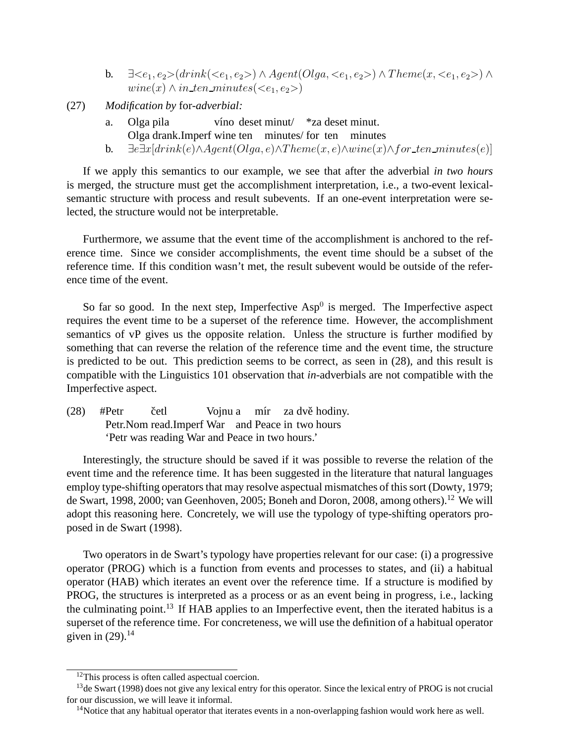b. $\exists\langle e_1, e_2\rangle(drink(\langle e_1, e_2\rangle) \wedge Agent(Olga, \langle e_1, e_2\rangle) \wedge Theme(x, \langle e_1, e_2\rangle) \wedge wine(x) \wedge in\_ten\_minutes(\langle e_1, e_2\rangle)$

(27) *Modification by* for*-adverbial:*

a. Olga pila víno deset minut/ *za deset minut.
   Olga drank.Imperf wine ten minutes/ for ten minutes

b. $\exists e \exists x[drink(e) \wedge Agent(Olga, e) \wedge Theme(x, e) \wedge wine(x) \wedge for\_ten\_minutes(e)]$

If we apply this semantics to our example, we see that after the adverbial *in two hours* is merged, the structure must get the accomplishment interpretation, i.e., a two-event lexical-semantic structure with process and result subevents. If an one-event interpretation were selected, the structure would not be interpretable.

Furthermore, we assume that the event time of the accomplishment is anchored to the reference time. Since we consider accomplishments, the event time should be a subset of the reference time. If this condition wasn't met, the result subevent would be outside of the reference time of the event.

So far so good. In the next step, Imperfective $Asp^0$ is merged. The Imperfective aspect requires the event time to be a superset of the reference time. However, the accomplishment semantics of vP gives us the opposite relation. Unless the structure is further modified by something that can reverse the relation of the reference time and the event time, the structure is predicted to be out. This prediction seems to be correct, as seen in (28), and this result is compatible with the Linguistics 101 observation that *in*-adverbials are not compatible with the Imperfective aspect.

(28) #Petr četl Vojnu a mír za dvě hodiny.
   Petr.Nom read.Imperf War and Peace in two hours
   'Petr was reading War and Peace in two hours.'

Interestingly, the structure should be saved if it was possible to reverse the relation of the event time and the reference time. It has been suggested in the literature that natural languages employ type-shifting operators that may resolve aspectual mismatches of this sort (Dowty, 1979; de Swart, 1998, 2000; van Geenhoven, 2005; Boneh and Doron, 2008, among others).[12] We will adopt this reasoning here. Concretely, we will use the typology of type-shifting operators proposed in de Swart (1998).

Two operators in de Swart's typology have properties relevant for our case: (i) a progressive operator (PROG) which is a function from events and processes to states, and (ii) a habitual operator (HAB) which iterates an event over the reference time. If a structure is modified by PROG, the structures is interpreted as a process or as an event being in progress, i.e., lacking the culminating point.[13] If HAB applies to an Imperfective event, then the iterated habitus is a superset of the reference time. For concreteness, we will use the definition of a habitual operator given in (29).[14]

[12] This process is often called aspectual coercion.

[13] de Swart (1998) does not give any lexical entry for this operator. Since the lexical entry of PROG is not crucial for our discussion, we will leave it informal.

[14] Notice that any habitual operator that iterates events in a non-overlapping fashion would work here as well.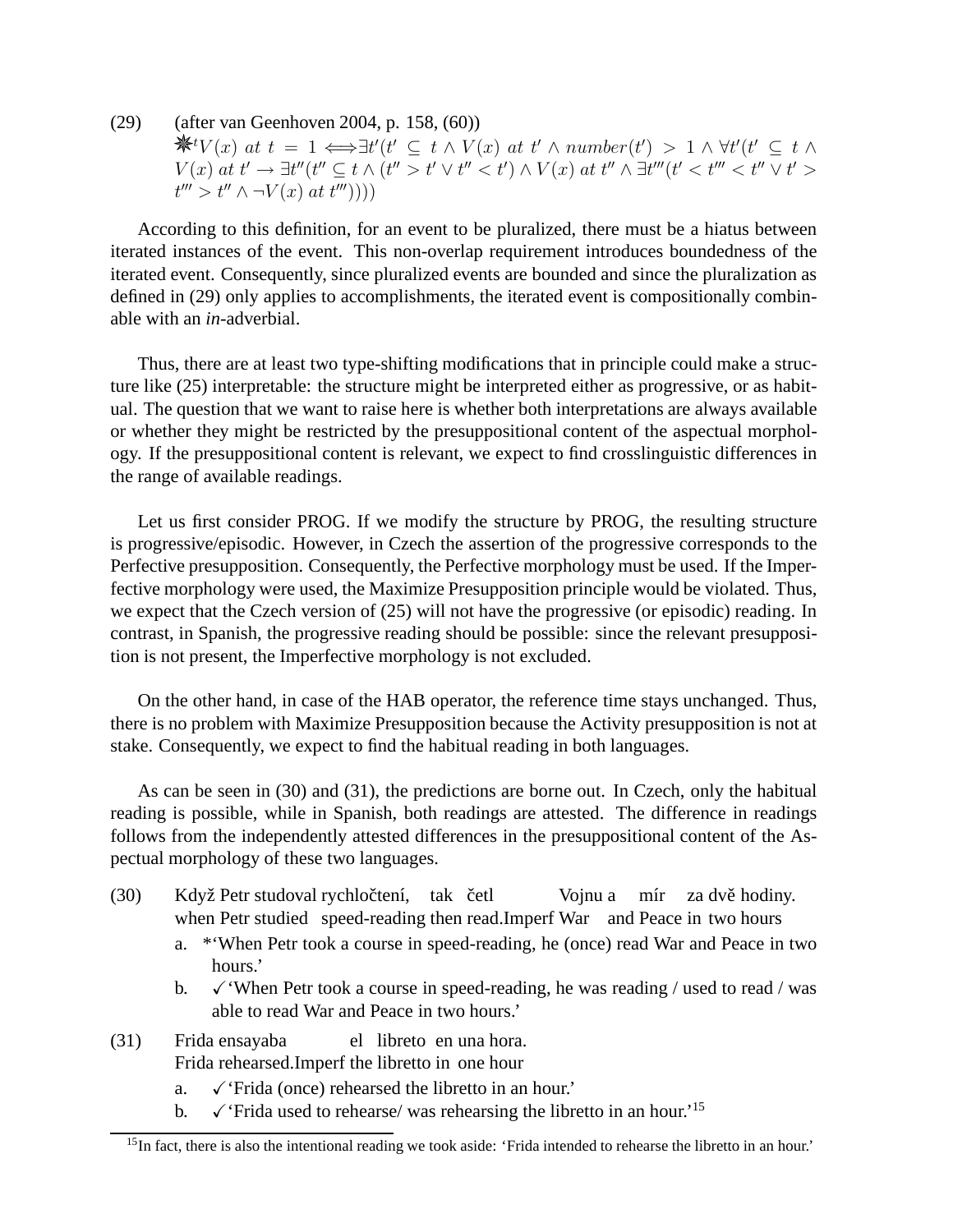(29) (after van Geenhoven 2004, p. 158, (60))

$$\divideontimes^t V(x)\ at\ t = 1 \Longleftrightarrow \exists t'(t' \subseteq t \wedge V(x)\ at\ t' \wedge number(t') > 1 \wedge \forall t'(t' \subseteq t \wedge V(x)\ at\ t' \rightarrow \exists t''(t'' \subseteq t \wedge (t'' > t' \vee t'' < t') \wedge V(x)\ at\ t'' \wedge \exists t'''(t' < t''' < t'' \vee t' > t''' > t'' \wedge \neg V(x)\ at\ t'''))))$$

According to this definition, for an event to be pluralized, there must be a hiatus between iterated instances of the event. This non-overlap requirement introduces boundedness of the iterated event. Consequently, since pluralized events are bounded and since the pluralization as defined in (29) only applies to accomplishments, the iterated event is compositionally combinable with an *in*-adverbial.

Thus, there are at least two type-shifting modifications that in principle could make a structure like (25) interpretable: the structure might be interpreted either as progressive, or as habitual. The question that we want to raise here is whether both interpretations are always available or whether they might be restricted by the presuppositional content of the aspectual morphology. If the presuppositional content is relevant, we expect to find crosslinguistic differences in the range of available readings.

Let us first consider PROG. If we modify the structure by PROG, the resulting structure is progressive/episodic. However, in Czech the assertion of the progressive corresponds to the Perfective presupposition. Consequently, the Perfective morphology must be used. If the Imperfective morphology were used, the Maximize Presupposition principle would be violated. Thus, we expect that the Czech version of (25) will not have the progressive (or episodic) reading. In contrast, in Spanish, the progressive reading should be possible: since the relevant presupposition is not present, the Imperfective morphology is not excluded.

On the other hand, in case of the HAB operator, the reference time stays unchanged. Thus, there is no problem with Maximize Presupposition because the Activity presupposition is not at stake. Consequently, we expect to find the habitual reading in both languages.

As can be seen in (30) and (31), the predictions are borne out. In Czech, only the habitual reading is possible, while in Spanish, both readings are attested. The difference in readings follows from the independently attested differences in the presuppositional content of the Aspectual morphology of these two languages.

(30) Když Petr studoval rychločtení, tak četl Vojnu a mír za dvě hodiny.
when Petr studied speed-reading then read.Imperf War and Peace in two hours

a. *'When Petr took a course in speed-reading, he (once) read War and Peace in two hours.'

b. ✓'When Petr took a course in speed-reading, he was reading / used to read / was able to read War and Peace in two hours.'

(31) Frida ensayaba el libreto en una hora.
Frida rehearsed.Imperf the libretto in one hour

a. ✓'Frida (once) rehearsed the libretto in an hour.'

b. ✓'Frida used to rehearse/ was rehearsing the libretto in an hour.'[15]

[15] In fact, there is also the intentional reading we took aside: 'Frida intended to rehearse the libretto in an hour.'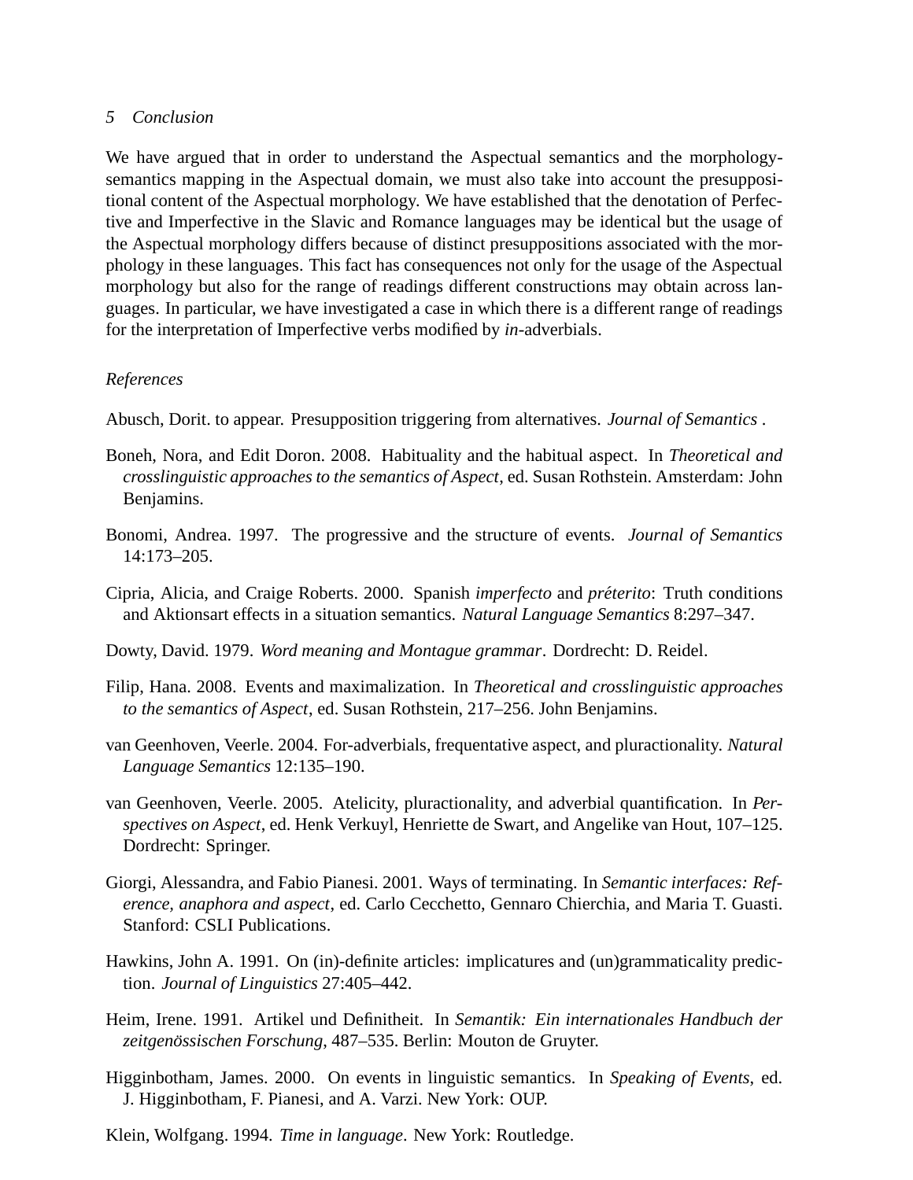## 5 Conclusion

We have argued that in order to understand the Aspectual semantics and the morphology-semantics mapping in the Aspectual domain, we must also take into account the presuppositional content of the Aspectual morphology. We have established that the denotation of Perfective and Imperfective in the Slavic and Romance languages may be identical but the usage of the Aspectual morphology differs because of distinct presuppositions associated with the morphology in these languages. This fact has consequences not only for the usage of the Aspectual morphology but also for the range of readings different constructions may obtain across languages. In particular, we have investigated a case in which there is a different range of readings for the interpretation of Imperfective verbs modified by *in*-adverbials.

## References

Abusch, Dorit. to appear. Presupposition triggering from alternatives. *Journal of Semantics* .

Boneh, Nora, and Edit Doron. 2008. Habituality and the habitual aspect. In *Theoretical and crosslinguistic approaches to the semantics of Aspect*, ed. Susan Rothstein. Amsterdam: John Benjamins.

Bonomi, Andrea. 1997. The progressive and the structure of events. *Journal of Semantics* 14:173–205.

Cipria, Alicia, and Craige Roberts. 2000. Spanish *imperfecto* and *préterito*: Truth conditions and Aktionsart effects in a situation semantics. *Natural Language Semantics* 8:297–347.

Dowty, David. 1979. *Word meaning and Montague grammar*. Dordrecht: D. Reidel.

Filip, Hana. 2008. Events and maximalization. In *Theoretical and crosslinguistic approaches to the semantics of Aspect*, ed. Susan Rothstein, 217–256. John Benjamins.

van Geenhoven, Veerle. 2004. For-adverbials, frequentative aspect, and pluractionality. *Natural Language Semantics* 12:135–190.

van Geenhoven, Veerle. 2005. Atelicity, pluractionality, and adverbial quantification. In *Perspectives on Aspect*, ed. Henk Verkuyl, Henriette de Swart, and Angelike van Hout, 107–125. Dordrecht: Springer.

Giorgi, Alessandra, and Fabio Pianesi. 2001. Ways of terminating. In *Semantic interfaces: Reference, anaphora and aspect*, ed. Carlo Cecchetto, Gennaro Chierchia, and Maria T. Guasti. Stanford: CSLI Publications.

Hawkins, John A. 1991. On (in)-definite articles: implicatures and (un)grammaticality prediction. *Journal of Linguistics* 27:405–442.

Heim, Irene. 1991. Artikel und Definitheit. In *Semantik: Ein internationales Handbuch der zeitgenössischen Forschung*, 487–535. Berlin: Mouton de Gruyter.

Higginbotham, James. 2000. On events in linguistic semantics. In *Speaking of Events*, ed. J. Higginbotham, F. Pianesi, and A. Varzi. New York: OUP.

Klein, Wolfgang. 1994. *Time in language*. New York: Routledge.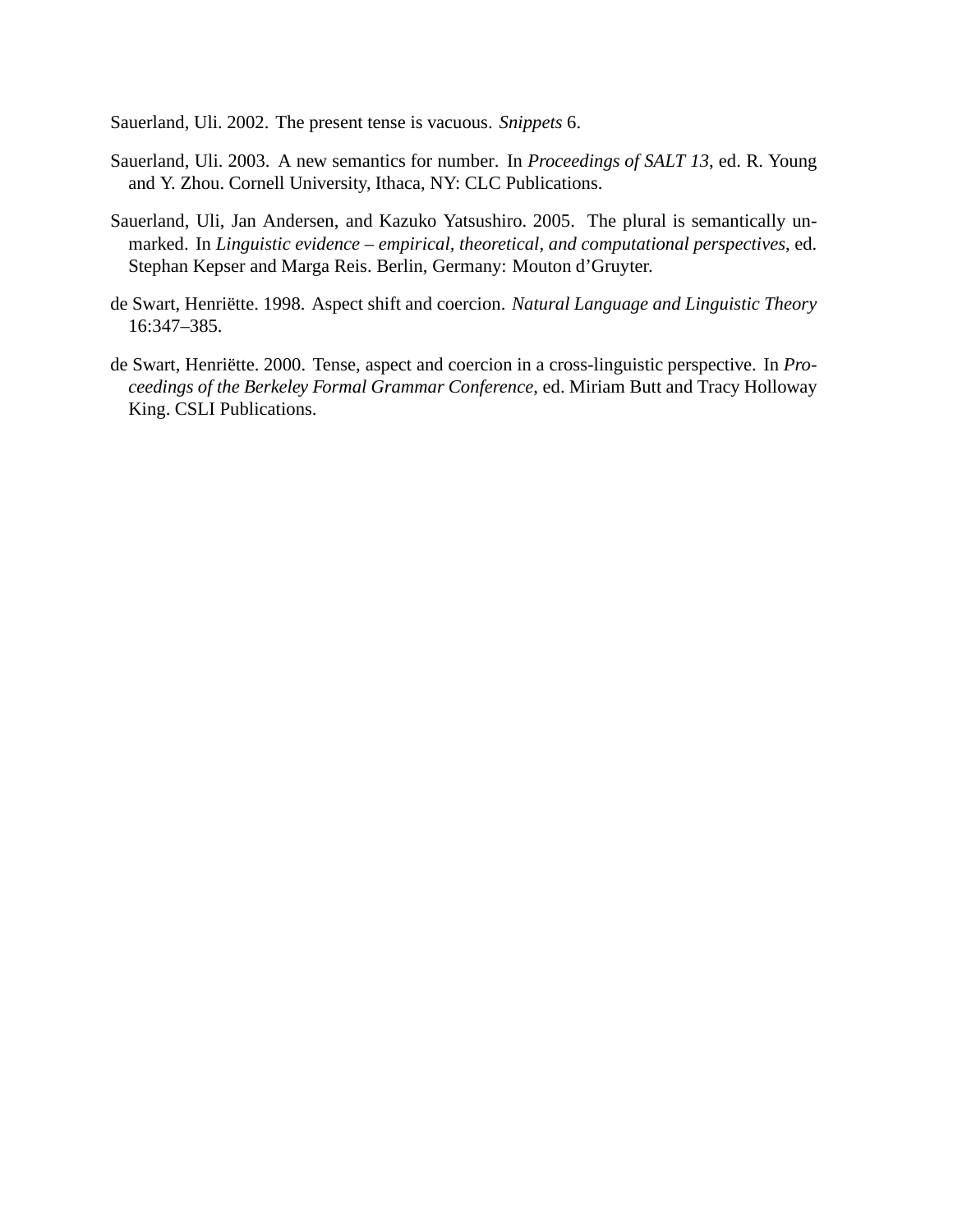Sauerland, Uli. 2002. The present tense is vacuous. *Snippets* 6.

Sauerland, Uli. 2003. A new semantics for number. In *Proceedings of SALT 13*, ed. R. Young and Y. Zhou. Cornell University, Ithaca, NY: CLC Publications.

Sauerland, Uli, Jan Andersen, and Kazuko Yatsushiro. 2005. The plural is semantically unmarked. In *Linguistic evidence – empirical, theoretical, and computational perspectives*, ed. Stephan Kepser and Marga Reis. Berlin, Germany: Mouton d'Gruyter.

de Swart, Henriëtte. 1998. Aspect shift and coercion. *Natural Language and Linguistic Theory* 16:347–385.

de Swart, Henriëtte. 2000. Tense, aspect and coercion in a cross-linguistic perspective. In *Proceedings of the Berkeley Formal Grammar Conference*, ed. Miriam Butt and Tracy Holloway King. CSLI Publications.